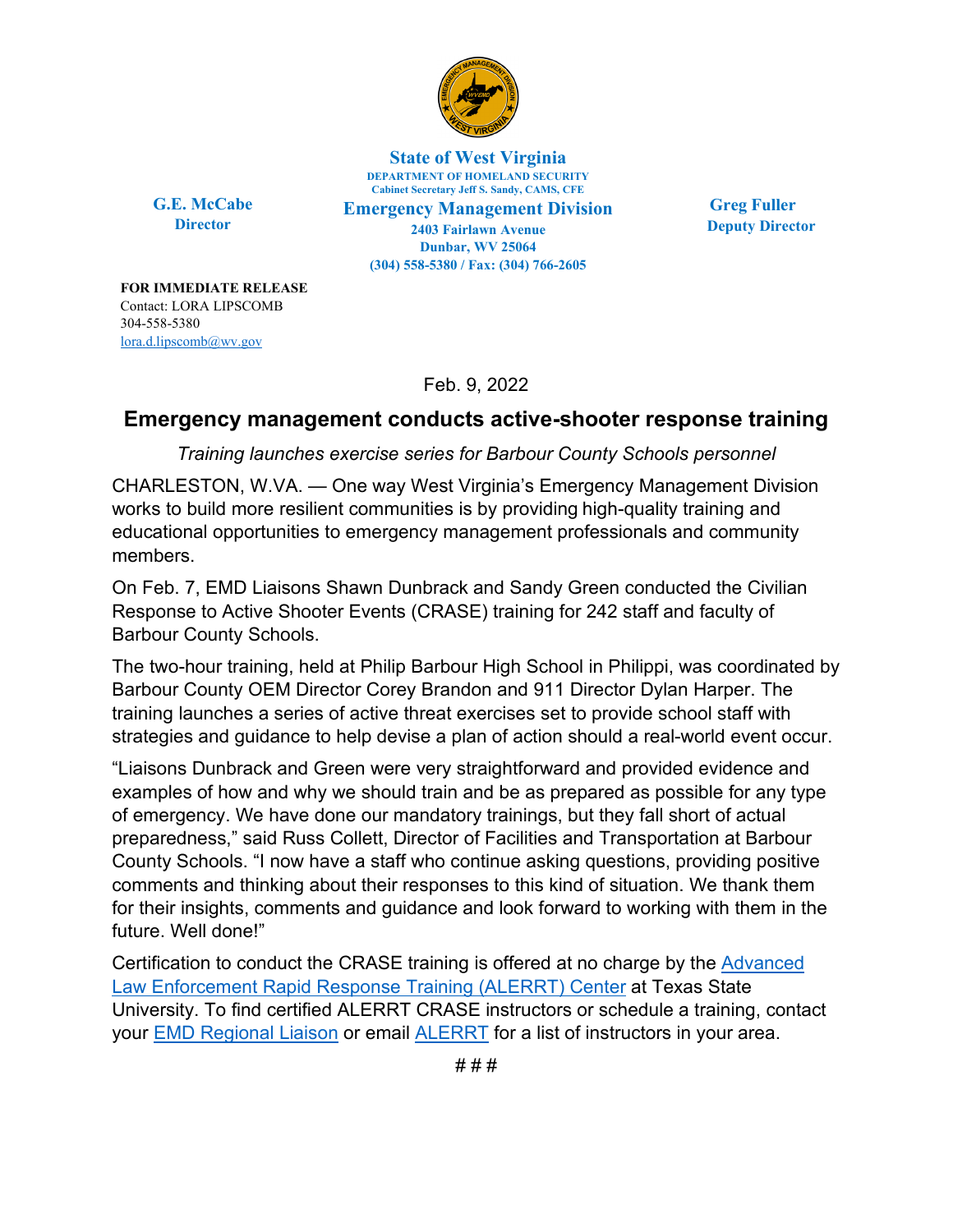**State of West Virginia**
**DEPARTMENT OF HOMELAND SECURITY**
**Cabinet Secretary Jeff S. Sandy, CAMS, CFE**
**Emergency Management Division**
**2403 Fairlawn Avenue**
**Dunbar, WV 25064**
**(304) 558-5380 / Fax: (304) 766-2605**

**G.E. McCabe**
**Director**

**Greg Fuller**
**Deputy Director**

**FOR IMMEDIATE RELEASE**
Contact: LORA LIPSCOMB
304-558-5380
lora.d.lipscomb@wv.gov

Feb. 9, 2022

# Emergency management conducts active-shooter response training

*Training launches exercise series for Barbour County Schools personnel*

CHARLESTON, W.VA. — One way West Virginia's Emergency Management Division works to build more resilient communities is by providing high-quality training and educational opportunities to emergency management professionals and community members.

On Feb. 7, EMD Liaisons Shawn Dunbrack and Sandy Green conducted the Civilian Response to Active Shooter Events (CRASE) training for 242 staff and faculty of Barbour County Schools.

The two-hour training, held at Philip Barbour High School in Philippi, was coordinated by Barbour County OEM Director Corey Brandon and 911 Director Dylan Harper. The training launches a series of active threat exercises set to provide school staff with strategies and guidance to help devise a plan of action should a real-world event occur.

"Liaisons Dunbrack and Green were very straightforward and provided evidence and examples of how and why we should train and be as prepared as possible for any type of emergency. We have done our mandatory trainings, but they fall short of actual preparedness," said Russ Collett, Director of Facilities and Transportation at Barbour County Schools. "I now have a staff who continue asking questions, providing positive comments and thinking about their responses to this kind of situation. We thank them for their insights, comments and guidance and look forward to working with them in the future. Well done!"

Certification to conduct the CRASE training is offered at no charge by the Advanced Law Enforcement Rapid Response Training (ALERRT) Center at Texas State University. To find certified ALERRT CRASE instructors or schedule a training, contact your EMD Regional Liaison or email ALERRT for a list of instructors in your area.

# # #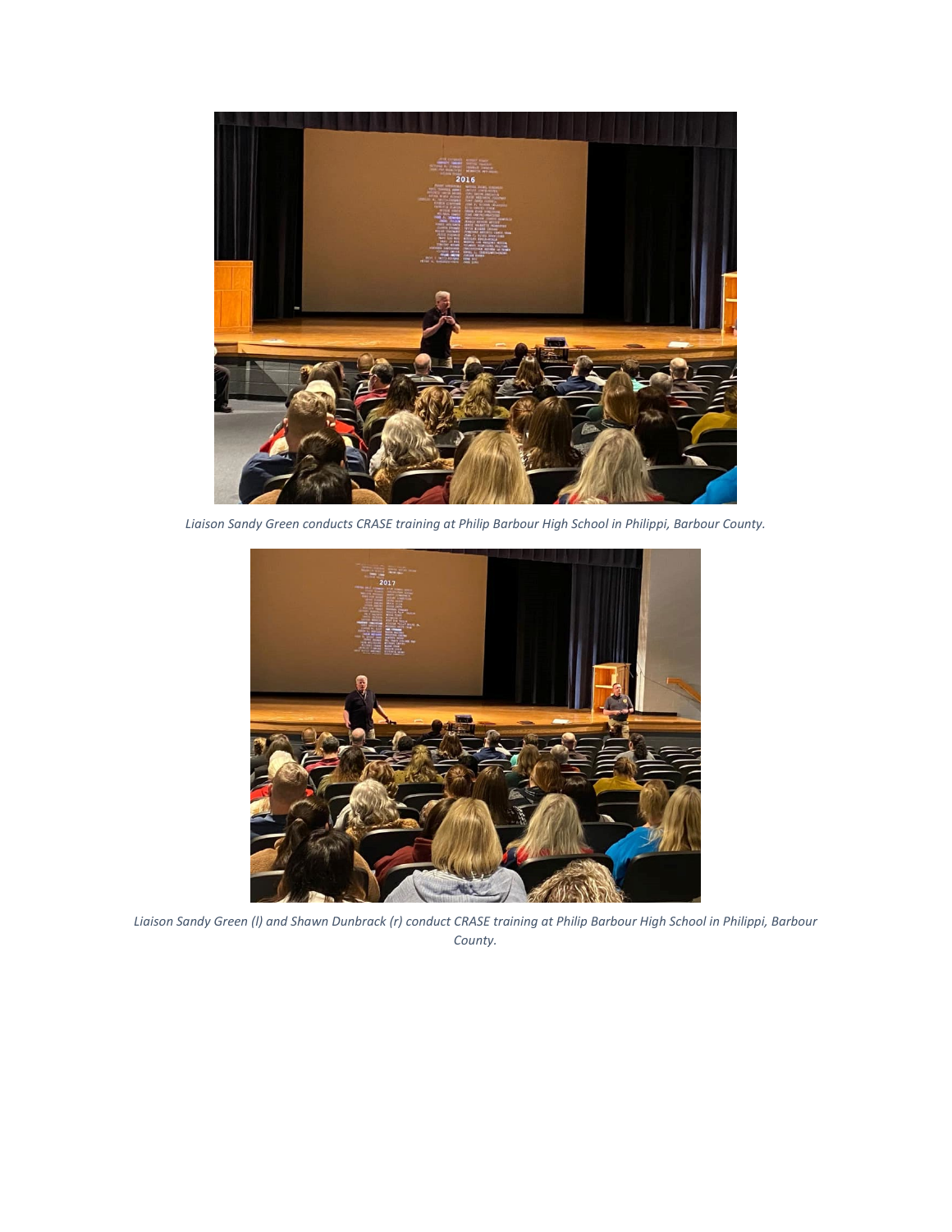*Liaison Sandy Green conducts CRASE training at Philip Barbour High School in Philippi, Barbour County.*

*Liaison Sandy Green (l) and Shawn Dunbrack (r) conduct CRASE training at Philip Barbour High School in Philippi, Barbour County.*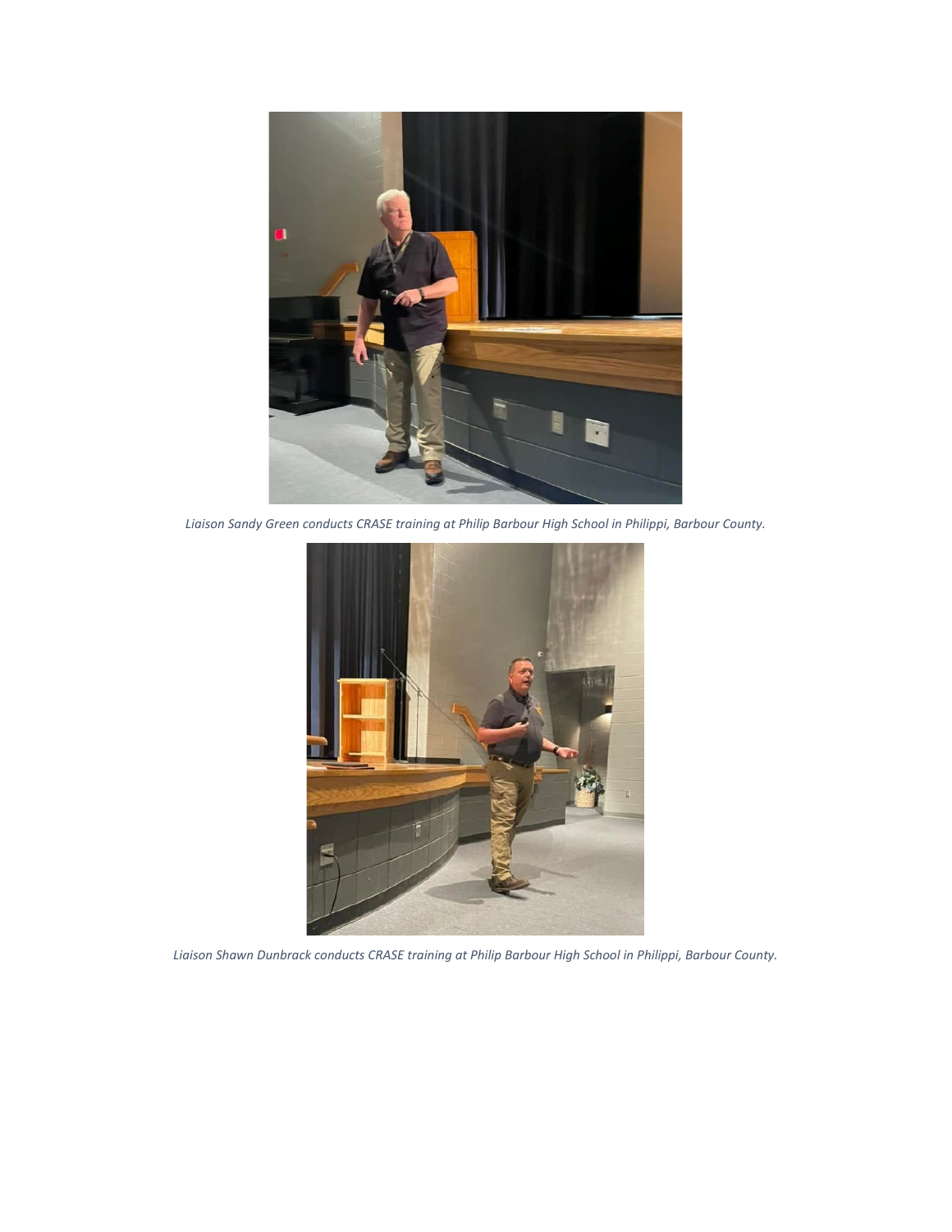*Liaison Sandy Green conducts CRASE training at Philip Barbour High School in Philippi, Barbour County.*

*Liaison Shawn Dunbrack conducts CRASE training at Philip Barbour High School in Philippi, Barbour County.*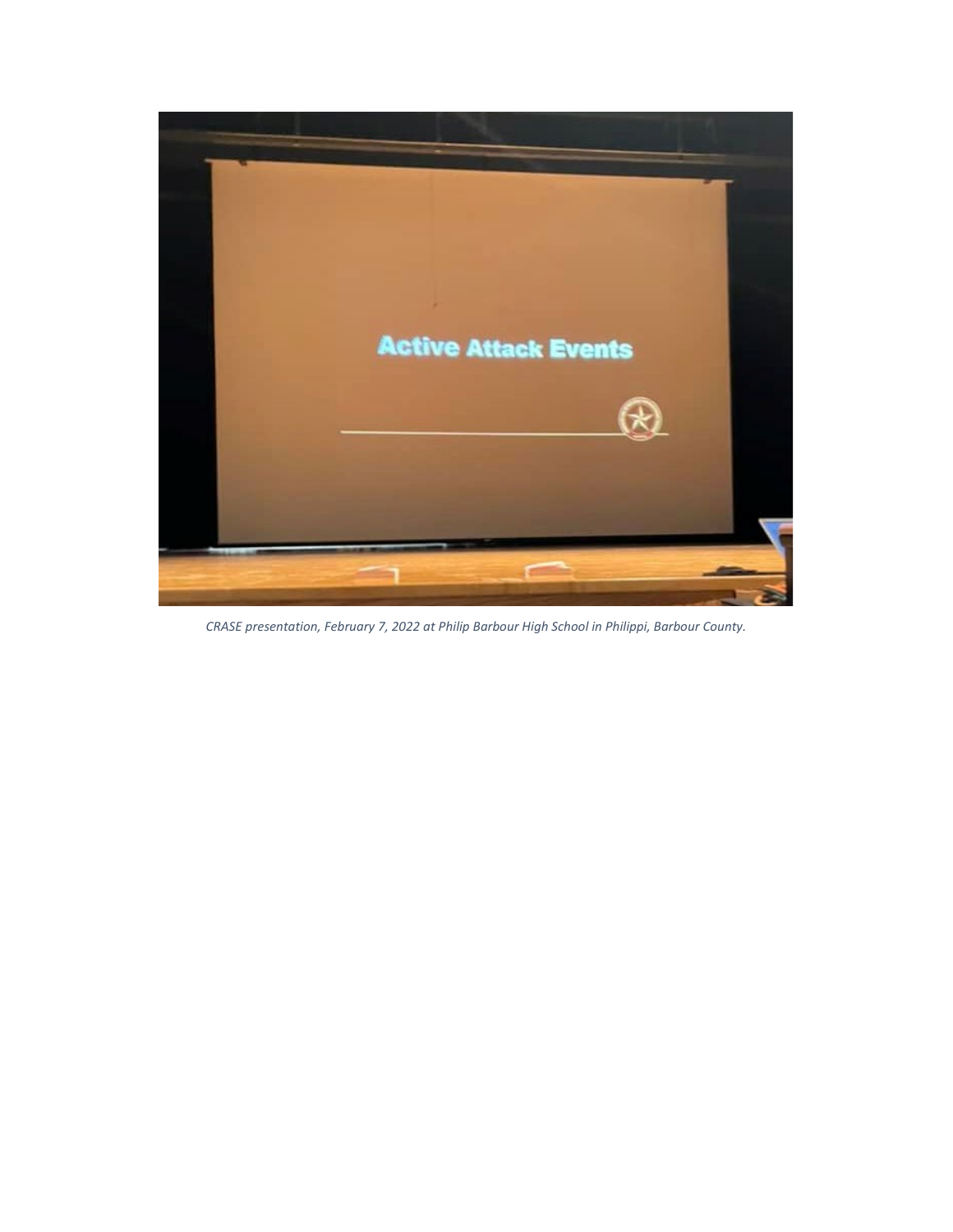*CRASE presentation, February 7, 2022 at Philip Barbour High School in Philippi, Barbour County.*